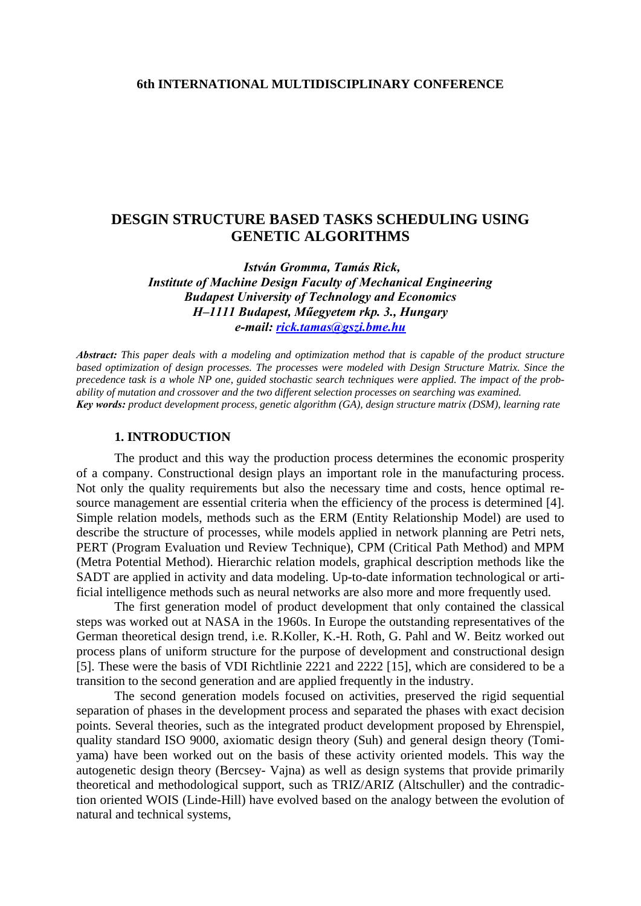**6th INTERNATIONAL MULTIDISCIPLINARY CONFERENCE**

# DESGIN STRUCTURE BASED TASKS SCHEDULING USING GENETIC ALGORITHMS

***István Gromma, Tamás Rick,***
***Institute of Machine Design Faculty of Mechanical Engineering***
***Budapest University of Technology and Economics***
***H–1111 Budapest, Műegyetem rkp. 3., Hungary***
***e-mail: rick.tamas@gszi.bme.hu***

***Abstract:*** *This paper deals with a modeling and optimization method that is capable of the product structure based optimization of design processes. The processes were modeled with Design Structure Matrix. Since the precedence task is a whole NP one, guided stochastic search techniques were applied. The impact of the probability of mutation and crossover and the two different selection processes on searching was examined.*
***Key words:*** *product development process, genetic algorithm (GA), design structure matrix (DSM), learning rate*

## 1. INTRODUCTION

The product and this way the production process determines the economic prosperity of a company. Constructional design plays an important role in the manufacturing process. Not only the quality requirements but also the necessary time and costs, hence optimal resource management are essential criteria when the efficiency of the process is determined [4]. Simple relation models, methods such as the ERM (Entity Relationship Model) are used to describe the structure of processes, while models applied in network planning are Petri nets, PERT (Program Evaluation und Review Technique), CPM (Critical Path Method) and MPM (Metra Potential Method). Hierarchic relation models, graphical description methods like the SADT are applied in activity and data modeling. Up-to-date information technological or artificial intelligence methods such as neural networks are also more and more frequently used.

The first generation model of product development that only contained the classical steps was worked out at NASA in the 1960s. In Europe the outstanding representatives of the German theoretical design trend, i.e. R.Koller, K.-H. Roth, G. Pahl and W. Beitz worked out process plans of uniform structure for the purpose of development and constructional design [5]. These were the basis of VDI Richtlinie 2221 and 2222 [15], which are considered to be a transition to the second generation and are applied frequently in the industry.

The second generation models focused on activities, preserved the rigid sequential separation of phases in the development process and separated the phases with exact decision points. Several theories, such as the integrated product development proposed by Ehrenspiel, quality standard ISO 9000, axiomatic design theory (Suh) and general design theory (Tomiyama) have been worked out on the basis of these activity oriented models. This way the autogenetic design theory (Bercsey- Vajna) as well as design systems that provide primarily theoretical and methodological support, such as TRIZ/ARIZ (Altschuller) and the contradiction oriented WOIS (Linde-Hill) have evolved based on the analogy between the evolution of natural and technical systems,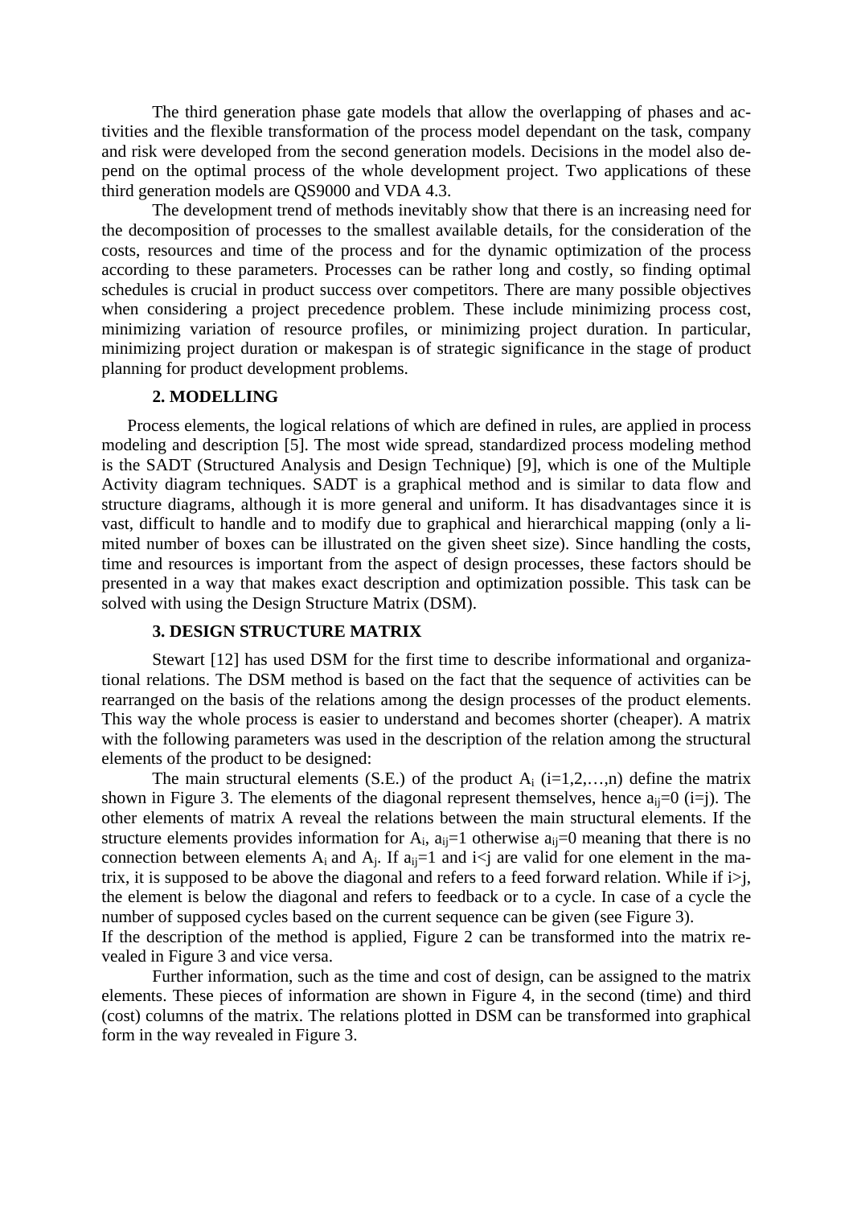The third generation phase gate models that allow the overlapping of phases and activities and the flexible transformation of the process model dependant on the task, company and risk were developed from the second generation models. Decisions in the model also depend on the optimal process of the whole development project. Two applications of these third generation models are QS9000 and VDA 4.3.

The development trend of methods inevitably show that there is an increasing need for the decomposition of processes to the smallest available details, for the consideration of the costs, resources and time of the process and for the dynamic optimization of the process according to these parameters. Processes can be rather long and costly, so finding optimal schedules is crucial in product success over competitors. There are many possible objectives when considering a project precedence problem. These include minimizing process cost, minimizing variation of resource profiles, or minimizing project duration. In particular, minimizing project duration or makespan is of strategic significance in the stage of product planning for product development problems.

## 2. MODELLING

Process elements, the logical relations of which are defined in rules, are applied in process modeling and description [5]. The most wide spread, standardized process modeling method is the SADT (Structured Analysis and Design Technique) [9], which is one of the Multiple Activity diagram techniques. SADT is a graphical method and is similar to data flow and structure diagrams, although it is more general and uniform. It has disadvantages since it is vast, difficult to handle and to modify due to graphical and hierarchical mapping (only a limited number of boxes can be illustrated on the given sheet size). Since handling the costs, time and resources is important from the aspect of design processes, these factors should be presented in a way that makes exact description and optimization possible. This task can be solved with using the Design Structure Matrix (DSM).

## 3. DESIGN STRUCTURE MATRIX

Stewart [12] has used DSM for the first time to describe informational and organizational relations. The DSM method is based on the fact that the sequence of activities can be rearranged on the basis of the relations among the design processes of the product elements. This way the whole process is easier to understand and becomes shorter (cheaper). A matrix with the following parameters was used in the description of the relation among the structural elements of the product to be designed:

The main structural elements (S.E.) of the product $A_i$ ($i=1,2,\ldots,n$) define the matrix shown in Figure 3. The elements of the diagonal represent themselves, hence $a_{ij}=0$ ($i=j$). The other elements of matrix A reveal the relations between the main structural elements. If the structure elements provides information for $A_i$, $a_{ij}=1$ otherwise $a_{ij}=0$ meaning that there is no connection between elements $A_i$ and $A_j$. If $a_{ij}=1$ and $i<j$ are valid for one element in the matrix, it is supposed to be above the diagonal and refers to a feed forward relation. While if $i>j$, the element is below the diagonal and refers to feedback or to a cycle. In case of a cycle the number of supposed cycles based on the current sequence can be given (see Figure 3).

If the description of the method is applied, Figure 2 can be transformed into the matrix revealed in Figure 3 and vice versa.

Further information, such as the time and cost of design, can be assigned to the matrix elements. These pieces of information are shown in Figure 4, in the second (time) and third (cost) columns of the matrix. The relations plotted in DSM can be transformed into graphical form in the way revealed in Figure 3.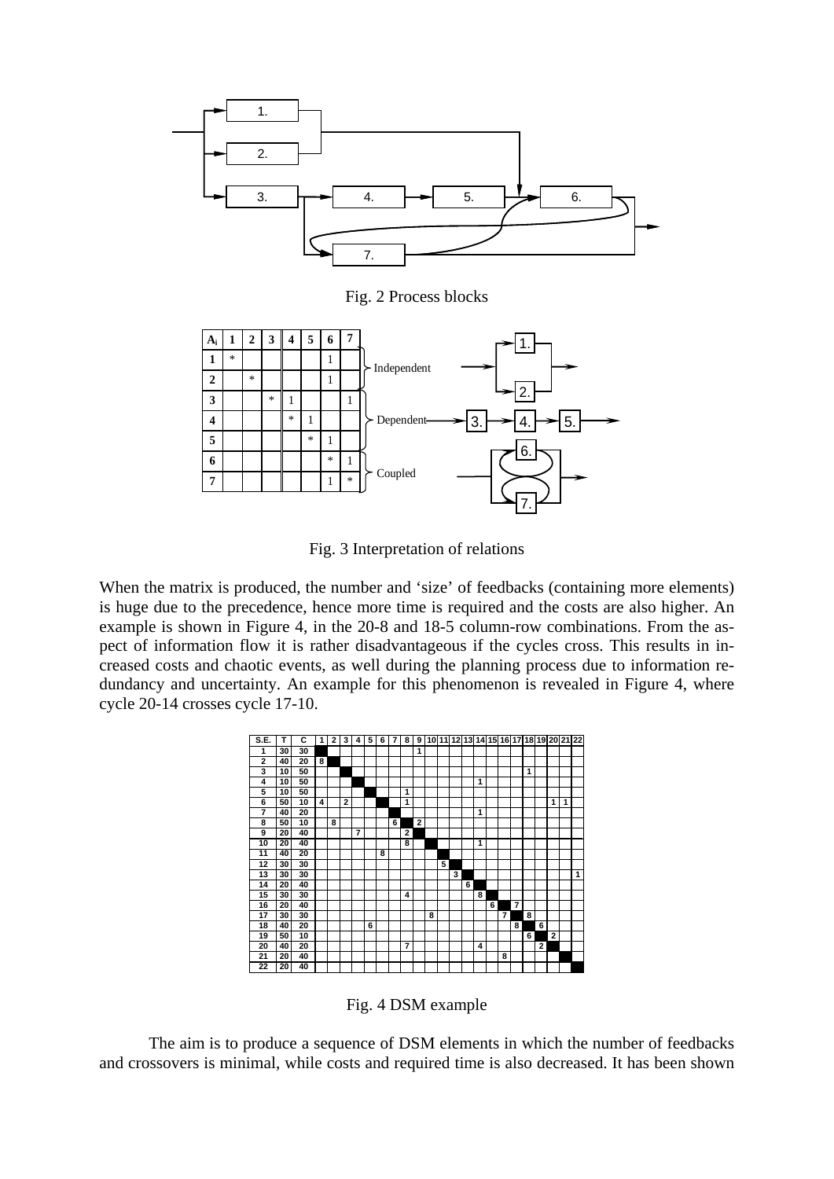Fig. 2 Process blocks

| $A_i$ | 1 | 2 | 3 | 4 | 5 | 6 | 7 |
|---|---|---|---|---|---|---|---|
| **1** | * | | | | | 1 | |
| **2** | | * | | | | 1 | |
| **3** | | | * | 1 | | | 1 |
| **4** | | | | * | 1 | | |
| **5** | | | | | * | 1 | |
| **6** | | | | | | * | 1 |
| **7** | | | | | | 1 | * |

Rows 1–2: Independent; rows 3–5: Dependent; rows 6–7: Coupled

Fig. 3 Interpretation of relations

When the matrix is produced, the number and 'size' of feedbacks (containing more elements) is huge due to the precedence, hence more time is required and the costs are also higher. An example is shown in Figure 4, in the 20-8 and 18-5 column-row combinations. From the aspect of information flow it is rather disadvantageous if the cycles cross. This results in increased costs and chaotic events, as well during the planning process due to information redundancy and uncertainty. An example for this phenomenon is revealed in Figure 4, where cycle 20-14 crosses cycle 17-10.

| S.E. | T | C | 1 | 2 | 3 | 4 | 5 | 6 | 7 | 8 | 9 | 10 | 11 | 12 | 13 | 14 | 15 | 16 | 17 | 18 | 19 | 20 | 21 | 22 |
|---|---|---|---|---|---|---|---|---|---|---|---|---|---|---|---|---|---|---|---|---|---|---|---|---|
| 1 | 30 | 30 | ■ | | | | | | | | 1 | | | | | | | | | | | | | |
| 2 | 40 | 20 | 8 | ■ | | | | | | | | | | | | | | | | | | | | |
| 3 | 10 | 50 | | | ■ | | | | | | | | | | | | | | | 1 | | | | |
| 4 | 10 | 50 | | | | ■ | | | | | | | | | | 1 | | | | | | | | |
| 5 | 10 | 50 | | | | | ■ | | | 1 | | | | | | | | | | | | | | |
| 6 | 50 | 10 | 4 | | 2 | | | ■ | | 1 | | | | | | | | | | | | 1 | 1 | |
| 7 | 40 | 20 | | | | | | | ■ | | | | | | | 1 | | | | | | | | |
| 8 | 50 | 10 | | 8 | | | | | 6 | ■ | 2 | | | | | | | | | | | | | |
| 9 | 20 | 40 | | | | 7 | | | | 2 | ■ | | | | | | | | | | | | | |
| 10 | 20 | 40 | | | | | | | | 8 | | ■ | | | | 1 | | | | | | | | |
| 11 | 40 | 20 | | | | | | 8 | | | | | ■ | | | | | | | | | | | |
| 12 | 30 | 30 | | | | | | | | | | | 5 | ■ | | | | | | | | | | |
| 13 | 30 | 30 | | | | | | | | | | | | 3 | ■ | | | | | | | | | 1 |
| 14 | 20 | 40 | | | | | | | | | | | | | 6 | ■ | | | | | | | | |
| 15 | 30 | 30 | | | | | | | | 4 | | | | | | 8 | ■ | | | | | | | |
| 16 | 20 | 40 | | | | | | | | | | | | | | | 6 | ■ | 7 | | | | | |
| 17 | 30 | 30 | | | | | | | | | | 8 | | | | | | 7 | ■ | 8 | | | | |
| 18 | 40 | 20 | | | | | 6 | | | | | | | | | | | | 8 | ■ | 6 | | | |
| 19 | 50 | 10 | | | | | | | | | | | | | | | | | | 6 | ■ | 2 | | |
| 20 | 40 | 20 | | | | | | | | 7 | | | | | | 4 | | | | | 2 | ■ | | |
| 21 | 20 | 40 | | | | | | | | | | | | | | | | 8 | | | | | ■ | |
| 22 | 20 | 40 | | | | | | | | | | | | | | | | | | | | | | ■ |

Fig. 4 DSM example

The aim is to produce a sequence of DSM elements in which the number of feedbacks and crossovers is minimal, while costs and required time is also decreased. It has been shown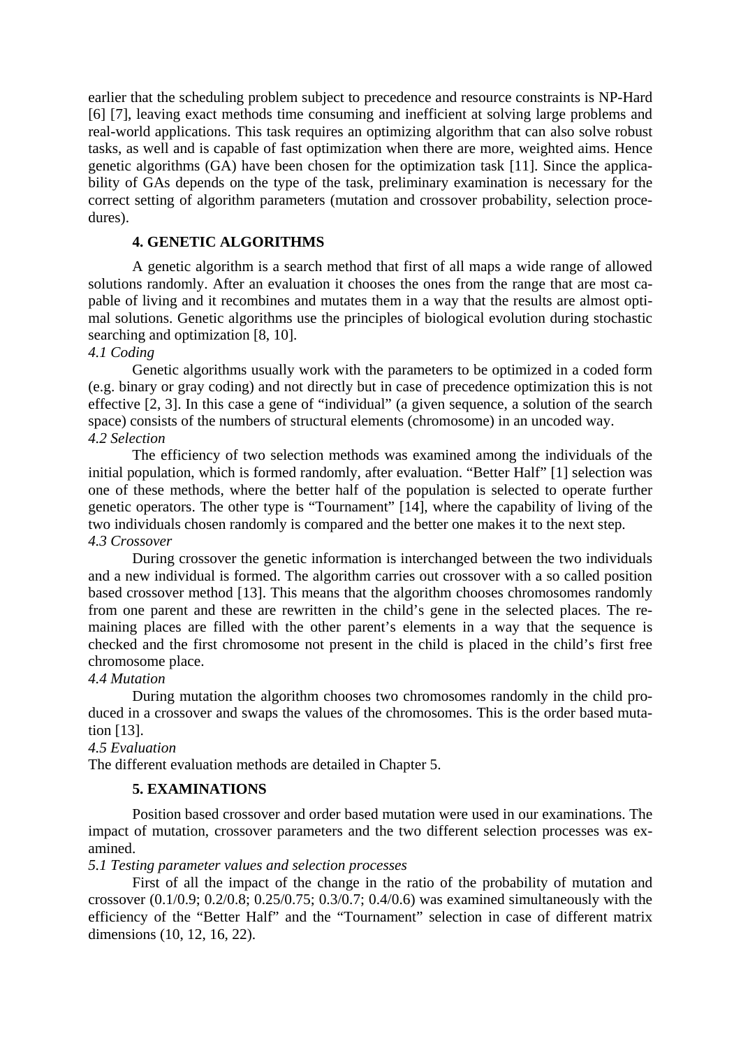earlier that the scheduling problem subject to precedence and resource constraints is NP-Hard [6] [7], leaving exact methods time consuming and inefficient at solving large problems and real-world applications. This task requires an optimizing algorithm that can also solve robust tasks, as well and is capable of fast optimization when there are more, weighted aims. Hence genetic algorithms (GA) have been chosen for the optimization task [11]. Since the applicability of GAs depends on the type of the task, preliminary examination is necessary for the correct setting of algorithm parameters (mutation and crossover probability, selection procedures).

## 4. GENETIC ALGORITHMS

A genetic algorithm is a search method that first of all maps a wide range of allowed solutions randomly. After an evaluation it chooses the ones from the range that are most capable of living and it recombines and mutates them in a way that the results are almost optimal solutions. Genetic algorithms use the principles of biological evolution during stochastic searching and optimization [8, 10].

*4.1 Coding*

Genetic algorithms usually work with the parameters to be optimized in a coded form (e.g. binary or gray coding) and not directly but in case of precedence optimization this is not effective [2, 3]. In this case a gene of "individual" (a given sequence, a solution of the search space) consists of the numbers of structural elements (chromosome) in an uncoded way.

*4.2 Selection*

The efficiency of two selection methods was examined among the individuals of the initial population, which is formed randomly, after evaluation. "Better Half" [1] selection was one of these methods, where the better half of the population is selected to operate further genetic operators. The other type is "Tournament" [14], where the capability of living of the two individuals chosen randomly is compared and the better one makes it to the next step.

*4.3 Crossover*

During crossover the genetic information is interchanged between the two individuals and a new individual is formed. The algorithm carries out crossover with a so called position based crossover method [13]. This means that the algorithm chooses chromosomes randomly from one parent and these are rewritten in the child's gene in the selected places. The remaining places are filled with the other parent's elements in a way that the sequence is checked and the first chromosome not present in the child is placed in the child's first free chromosome place.

*4.4 Mutation*

During mutation the algorithm chooses two chromosomes randomly in the child produced in a crossover and swaps the values of the chromosomes. This is the order based mutation [13].

*4.5 Evaluation*

The different evaluation methods are detailed in Chapter 5.

## 5. EXAMINATIONS

Position based crossover and order based mutation were used in our examinations. The impact of mutation, crossover parameters and the two different selection processes was examined.

*5.1 Testing parameter values and selection processes*

First of all the impact of the change in the ratio of the probability of mutation and crossover (0.1/0.9; 0.2/0.8; 0.25/0.75; 0.3/0.7; 0.4/0.6) was examined simultaneously with the efficiency of the "Better Half" and the "Tournament" selection in case of different matrix dimensions (10, 12, 16, 22).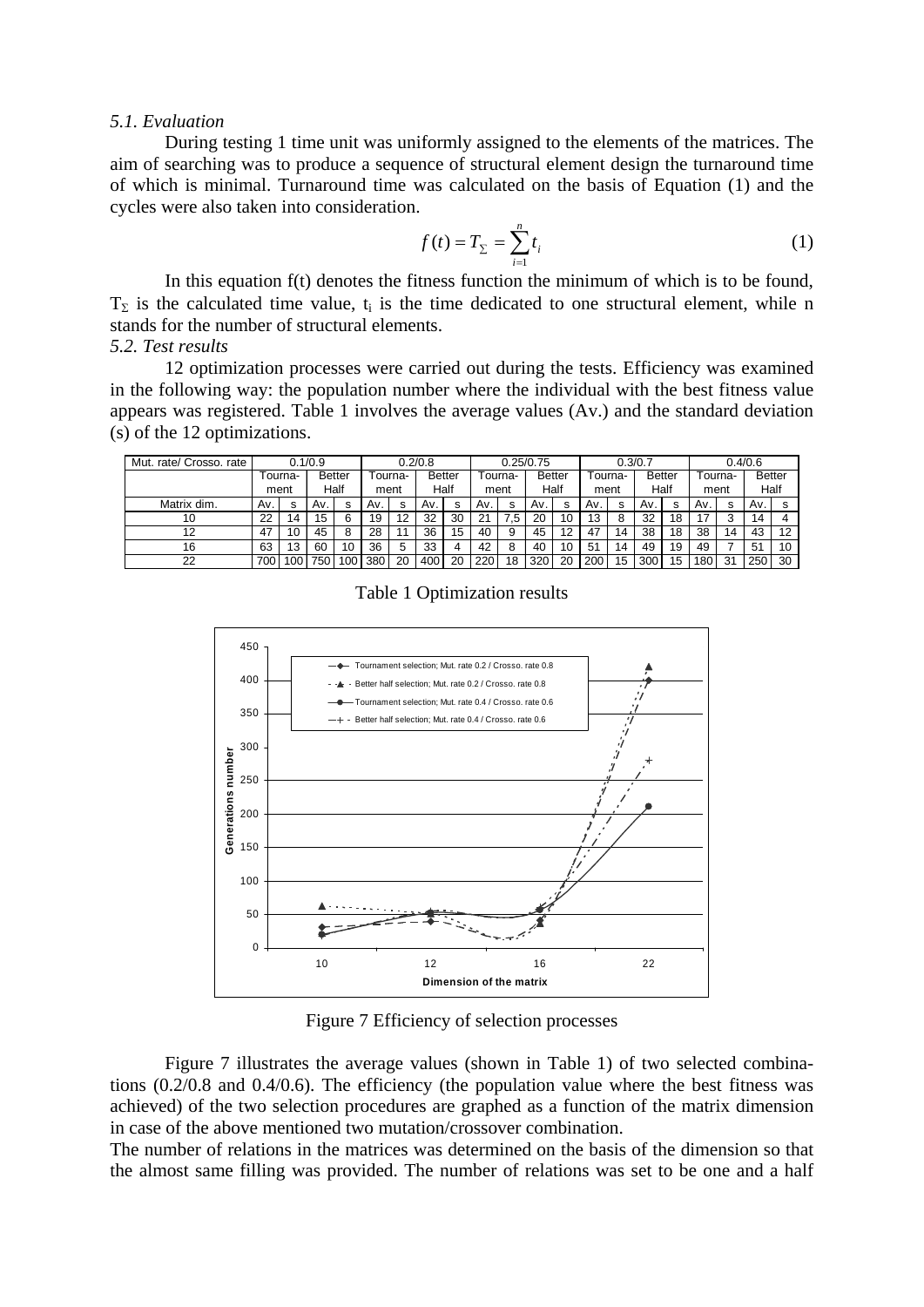*5.1. Evaluation*

During testing 1 time unit was uniformly assigned to the elements of the matrices. The aim of searching was to produce a sequence of structural element design the turnaround time of which is minimal. Turnaround time was calculated on the basis of Equation (1) and the cycles were also taken into consideration.

$$f(t) = T_{\Sigma} = \sum_{i=1}^{n} t_i \tag{1}$$

In this equation f(t) denotes the fitness function the minimum of which is to be found, $T_{\Sigma}$ is the calculated time value, $t_i$ is the time dedicated to one structural element, while n stands for the number of structural elements.

*5.2. Test results*

12 optimization processes were carried out during the tests. Efficiency was examined in the following way: the population number where the individual with the best fitness value appears was registered. Table 1 involves the average values (Av.) and the standard deviation (s) of the 12 optimizations.

| Mut. rate/ Crosso. rate | 0.1/0.9 | | | | 0.2/0.8 | | | | 0.25/0.75 | | | | 0.3/0.7 | | | | 0.4/0.6 | | | |
|---|---|---|---|---|---|---|---|---|---|---|---|---|---|---|---|---|---|---|---|---|
| | Tourna-ment | | Better Half | | Tourna-ment | | Better Half | | Tourna-ment | | Better Half | | Tourna-ment | | Better Half | | Tourna-ment | | Better Half | |
| Matrix dim. | Av. | s | Av. | s | Av. | s | Av. | s | Av. | s | Av. | s | Av. | s | Av. | s | Av. | s | Av. | s |
| 10 | 22 | 14 | 15 | 6 | 19 | 12 | 32 | 30 | 21 | 7,5 | 20 | 10 | 13 | 8 | 32 | 18 | 17 | 3 | 14 | 4 |
| 12 | 47 | 10 | 45 | 8 | 28 | 11 | 36 | 15 | 40 | 9 | 45 | 12 | 47 | 14 | 38 | 18 | 38 | 14 | 43 | 12 |
| 16 | 63 | 13 | 60 | 10 | 36 | 5 | 33 | 4 | 42 | 8 | 40 | 10 | 51 | 14 | 49 | 19 | 49 | 7 | 51 | 10 |
| 22 | 700 | 100 | 750 | 100 | 380 | 20 | 400 | 20 | 220 | 18 | 320 | 20 | 200 | 15 | 300 | 15 | 180 | 31 | 250 | 30 |

Table 1 Optimization results

Figure 7 Efficiency of selection processes

Figure 7 illustrates the average values (shown in Table 1) of two selected combinations (0.2/0.8 and 0.4/0.6). The efficiency (the population value where the best fitness was achieved) of the two selection procedures are graphed as a function of the matrix dimension in case of the above mentioned two mutation/crossover combination.

The number of relations in the matrices was determined on the basis of the dimension so that the almost same filling was provided. The number of relations was set to be one and a half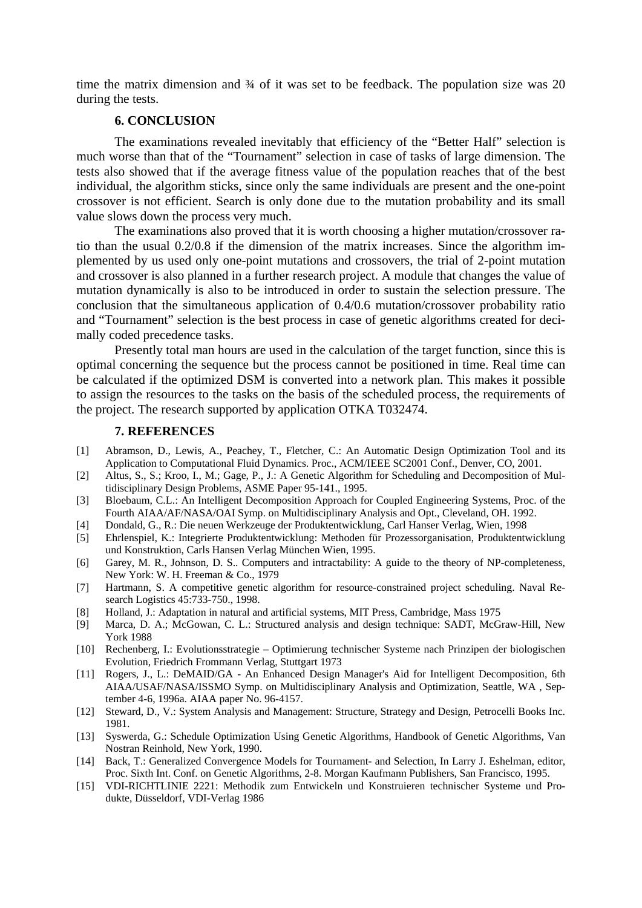time the matrix dimension and ¾ of it was set to be feedback. The population size was 20 during the tests.

## 6. CONCLUSION

The examinations revealed inevitably that efficiency of the "Better Half" selection is much worse than that of the "Tournament" selection in case of tasks of large dimension. The tests also showed that if the average fitness value of the population reaches that of the best individual, the algorithm sticks, since only the same individuals are present and the one-point crossover is not efficient. Search is only done due to the mutation probability and its small value slows down the process very much.

The examinations also proved that it is worth choosing a higher mutation/crossover ratio than the usual 0.2/0.8 if the dimension of the matrix increases. Since the algorithm implemented by us used only one-point mutations and crossovers, the trial of 2-point mutation and crossover is also planned in a further research project. A module that changes the value of mutation dynamically is also to be introduced in order to sustain the selection pressure. The conclusion that the simultaneous application of 0.4/0.6 mutation/crossover probability ratio and "Tournament" selection is the best process in case of genetic algorithms created for decimally coded precedence tasks.

Presently total man hours are used in the calculation of the target function, since this is optimal concerning the sequence but the process cannot be positioned in time. Real time can be calculated if the optimized DSM is converted into a network plan. This makes it possible to assign the resources to the tasks on the basis of the scheduled process, the requirements of the project. The research supported by application OTKA T032474.

## 7. REFERENCES

[1] Abramson, D., Lewis, A., Peachey, T., Fletcher, C.: An Automatic Design Optimization Tool and its Application to Computational Fluid Dynamics. Proc., ACM/IEEE SC2001 Conf., Denver, CO, 2001.

[2] Altus, S., S.; Kroo, I., M.; Gage, P., J.: A Genetic Algorithm for Scheduling and Decomposition of Multidisciplinary Design Problems, ASME Paper 95-141., 1995.

[3] Bloebaum, C.L.: An Intelligent Decomposition Approach for Coupled Engineering Systems, Proc. of the Fourth AIAA/AF/NASA/OAI Symp. on Multidisciplinary Analysis and Opt., Cleveland, OH. 1992.

[4] Dondald, G., R.: Die neuen Werkzeuge der Produktentwicklung, Carl Hanser Verlag, Wien, 1998

[5] Ehrlenspiel, K.: Integrierte Produktentwicklung: Methoden für Prozessorganisation, Produktentwicklung und Konstruktion, Carls Hansen Verlag München Wien, 1995.

[6] Garey, M. R., Johnson, D. S.. Computers and intractability: A guide to the theory of NP-completeness, New York: W. H. Freeman & Co., 1979

[7] Hartmann, S. A competitive genetic algorithm for resource-constrained project scheduling. Naval Research Logistics 45:733-750., 1998.

[8] Holland, J.: Adaptation in natural and artificial systems, MIT Press, Cambridge, Mass 1975

[9] Marca, D. A.; McGowan, C. L.: Structured analysis and design technique: SADT, McGraw-Hill, New York 1988

[10] Rechenberg, I.: Evolutionsstrategie – Optimierung technischer Systeme nach Prinzipen der biologischen Evolution, Friedrich Frommann Verlag, Stuttgart 1973

[11] Rogers, J., L.: DeMAID/GA - An Enhanced Design Manager's Aid for Intelligent Decomposition, 6th AIAA/USAF/NASA/ISSMO Symp. on Multidisciplinary Analysis and Optimization, Seattle, WA , September 4-6, 1996a. AIAA paper No. 96-4157.

[12] Steward, D., V.: System Analysis and Management: Structure, Strategy and Design, Petrocelli Books Inc. 1981.

[13] Syswerda, G.: Schedule Optimization Using Genetic Algorithms, Handbook of Genetic Algorithms, Van Nostran Reinhold, New York, 1990.

[14] Back, T.: Generalized Convergence Models for Tournament- and Selection, In Larry J. Eshelman, editor, Proc. Sixth Int. Conf. on Genetic Algorithms, 2-8. Morgan Kaufmann Publishers, San Francisco, 1995.

[15] VDI-RICHTLINIE 2221: Methodik zum Entwickeln und Konstruieren technischer Systeme und Produkte, Düsseldorf, VDI-Verlag 1986